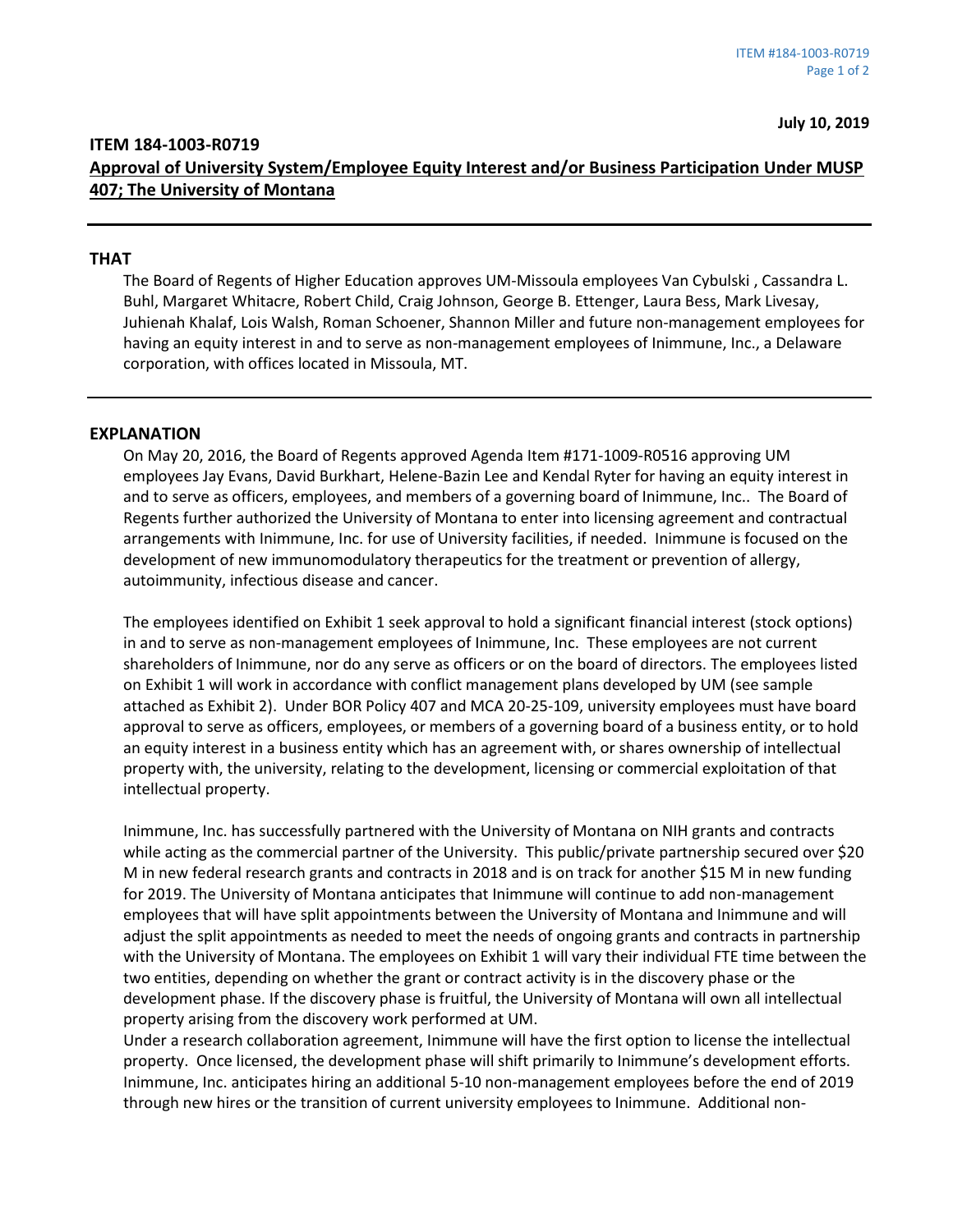**July 10, 2019**

## ITEM 184-1003-R0719

**Approval of University System/Employee Equity Interest and/or Business Participation Under MUSP 407; The University of Montana**

---

### THAT

The Board of Regents of Higher Education approves UM-Missoula employees Van Cybulski , Cassandra L. Buhl, Margaret Whitacre, Robert Child, Craig Johnson, George B. Ettenger, Laura Bess, Mark Livesay, Juhienah Khalaf, Lois Walsh, Roman Schoener, Shannon Miller and future non-management employees for having an equity interest in and to serve as non-management employees of Inimmune, Inc., a Delaware corporation, with offices located in Missoula, MT.

---

### EXPLANATION

On May 20, 2016, the Board of Regents approved Agenda Item #171-1009-R0516 approving UM employees Jay Evans, David Burkhart, Helene-Bazin Lee and Kendal Ryter for having an equity interest in and to serve as officers, employees, and members of a governing board of Inimmune, Inc.. The Board of Regents further authorized the University of Montana to enter into licensing agreement and contractual arrangements with Inimmune, Inc. for use of University facilities, if needed. Inimmune is focused on the development of new immunomodulatory therapeutics for the treatment or prevention of allergy, autoimmunity, infectious disease and cancer.

The employees identified on Exhibit 1 seek approval to hold a significant financial interest (stock options) in and to serve as non-management employees of Inimmune, Inc. These employees are not current shareholders of Inimmune, nor do any serve as officers or on the board of directors. The employees listed on Exhibit 1 will work in accordance with conflict management plans developed by UM (see sample attached as Exhibit 2). Under BOR Policy 407 and MCA 20-25-109, university employees must have board approval to serve as officers, employees, or members of a governing board of a business entity, or to hold an equity interest in a business entity which has an agreement with, or shares ownership of intellectual property with, the university, relating to the development, licensing or commercial exploitation of that intellectual property.

Inimmune, Inc. has successfully partnered with the University of Montana on NIH grants and contracts while acting as the commercial partner of the University. This public/private partnership secured over $20 M in new federal research grants and contracts in 2018 and is on track for another $15 M in new funding for 2019. The University of Montana anticipates that Inimmune will continue to add non-management employees that will have split appointments between the University of Montana and Inimmune and will adjust the split appointments as needed to meet the needs of ongoing grants and contracts in partnership with the University of Montana. The employees on Exhibit 1 will vary their individual FTE time between the two entities, depending on whether the grant or contract activity is in the discovery phase or the development phase. If the discovery phase is fruitful, the University of Montana will own all intellectual property arising from the discovery work performed at UM.

Under a research collaboration agreement, Inimmune will have the first option to license the intellectual property. Once licensed, the development phase will shift primarily to Inimmune's development efforts. Inimmune, Inc. anticipates hiring an additional 5-10 non-management employees before the end of 2019 through new hires or the transition of current university employees to Inimmune. Additional non-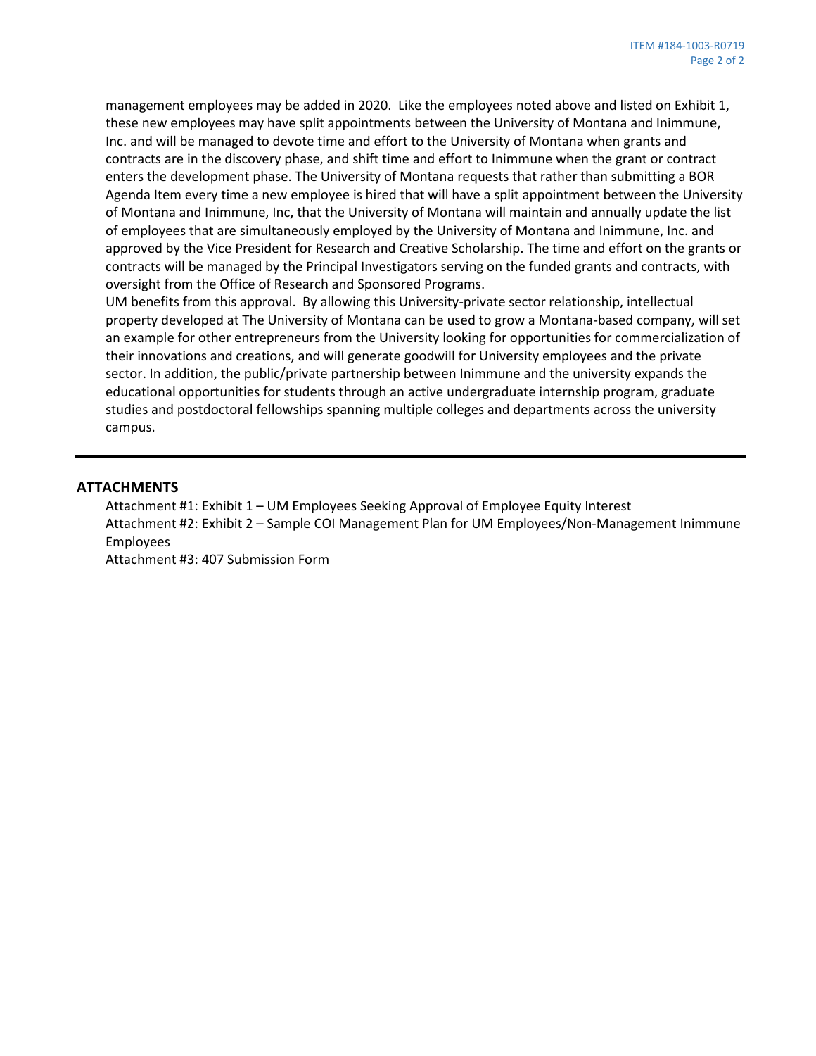management employees may be added in 2020. Like the employees noted above and listed on Exhibit 1, these new employees may have split appointments between the University of Montana and Inimmune, Inc. and will be managed to devote time and effort to the University of Montana when grants and contracts are in the discovery phase, and shift time and effort to Inimmune when the grant or contract enters the development phase. The University of Montana requests that rather than submitting a BOR Agenda Item every time a new employee is hired that will have a split appointment between the University of Montana and Inimmune, Inc, that the University of Montana will maintain and annually update the list of employees that are simultaneously employed by the University of Montana and Inimmune, Inc. and approved by the Vice President for Research and Creative Scholarship. The time and effort on the grants or contracts will be managed by the Principal Investigators serving on the funded grants and contracts, with oversight from the Office of Research and Sponsored Programs.

UM benefits from this approval. By allowing this University-private sector relationship, intellectual property developed at The University of Montana can be used to grow a Montana-based company, will set an example for other entrepreneurs from the University looking for opportunities for commercialization of their innovations and creations, and will generate goodwill for University employees and the private sector. In addition, the public/private partnership between Inimmune and the university expands the educational opportunities for students through an active undergraduate internship program, graduate studies and postdoctoral fellowships spanning multiple colleges and departments across the university campus.

---

## ATTACHMENTS

Attachment #1: Exhibit 1 – UM Employees Seeking Approval of Employee Equity Interest

Attachment #2: Exhibit 2 – Sample COI Management Plan for UM Employees/Non-Management Inimmune Employees

Attachment #3: 407 Submission Form